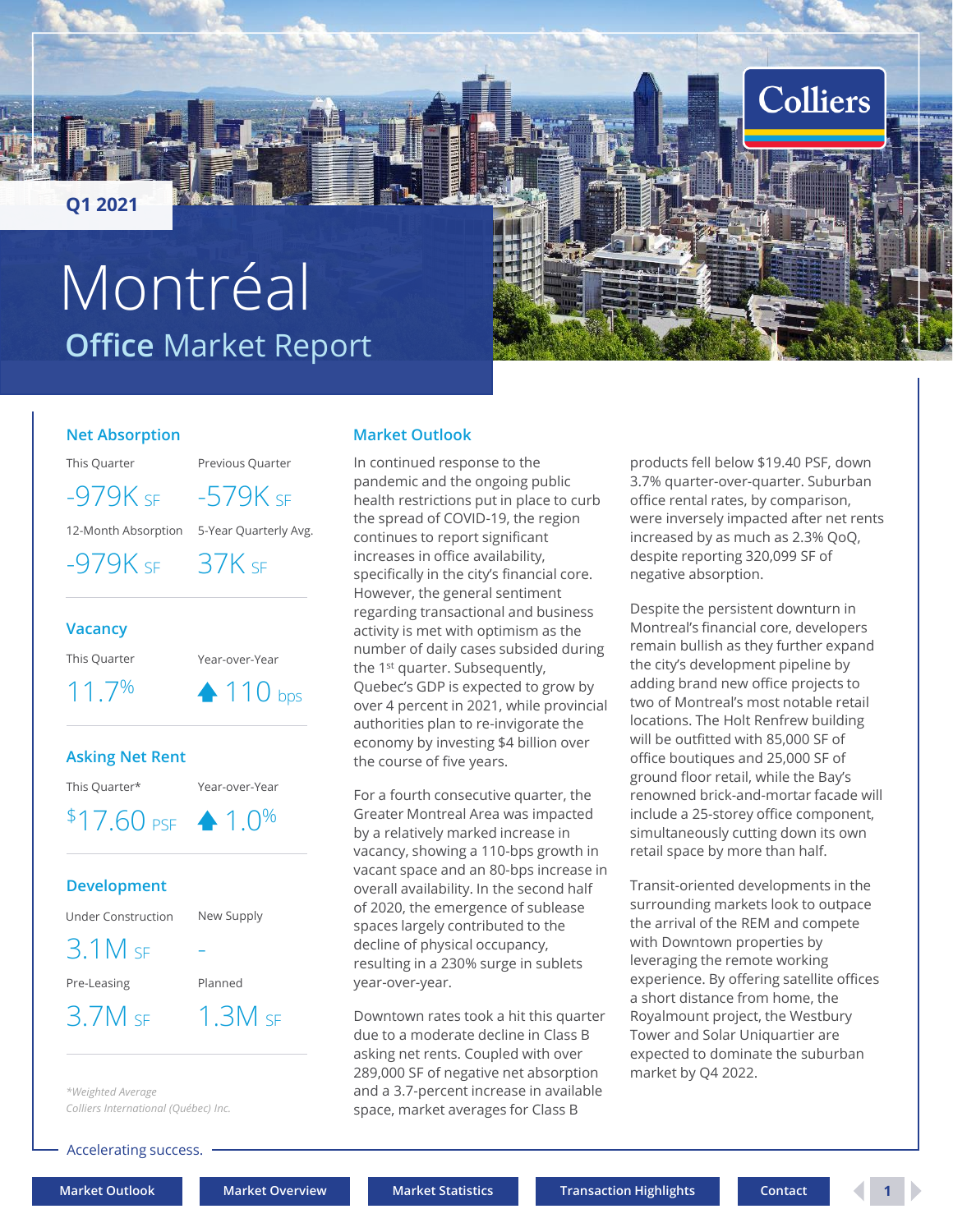Q1 2021

# Montréal

## Office Market Report

### Net Absorption

| This Quarter | Previous Quarter |
| --- | --- |
| -979K SF | -579K SF |

| 12-Month Absorption | 5-Year Quarterly Avg. |
| --- | --- |
| -979K SF | 37K SF |

### Vacancy

| This Quarter | Year-over-Year |
| --- | --- |
| 11.7% | ▲ 110 bps |

### Asking Net Rent

| This Quarter* | Year-over-Year |
| --- | --- |
| $17.60 PSF | ▲ 1.0% |

### Development

| Under Construction | New Supply |
| --- | --- |
| 3.1M SF | - |

| Pre-Leasing | Planned |
| --- | --- |
| 3.7M SF | 1.3M SF |

*\*Weighted Average*

*Colliers International (Québec) Inc.*

### Market Outlook

In continued response to the pandemic and the ongoing public health restrictions put in place to curb the spread of COVID-19, the region continues to report significant increases in office availability, specifically in the city's financial core. However, the general sentiment regarding transactional and business activity is met with optimism as the number of daily cases subsided during the 1st quarter. Subsequently, Quebec's GDP is expected to grow by over 4 percent in 2021, while provincial authorities plan to re-invigorate the economy by investing $4 billion over the course of five years.

For a fourth consecutive quarter, the Greater Montreal Area was impacted by a relatively marked increase in vacancy, showing a 110-bps growth in vacant space and an 80-bps increase in overall availability. In the second half of 2020, the emergence of sublease spaces largely contributed to the decline of physical occupancy, resulting in a 230% surge in sublets year-over-year.

Downtown rates took a hit this quarter due to a moderate decline in Class B asking net rents. Coupled with over 289,000 SF of negative net absorption and a 3.7-percent increase in available space, market averages for Class B products fell below $19.40 PSF, down 3.7% quarter-over-quarter. Suburban office rental rates, by comparison, were inversely impacted after net rents increased by as much as 2.3% QoQ, despite reporting 320,099 SF of negative absorption.

Despite the persistent downturn in Montreal's financial core, developers remain bullish as they further expand the city's development pipeline by adding brand new office projects to two of Montreal's most notable retail locations. The Holt Renfrew building will be outfitted with 85,000 SF of office boutiques and 25,000 SF of ground floor retail, while the Bay's renowned brick-and-mortar facade will include a 25-storey office component, simultaneously cutting down its own retail space by more than half.

Transit-oriented developments in the surrounding markets look to outpace the arrival of the REM and compete with Downtown properties by leveraging the remote working experience. By offering satellite offices a short distance from home, the Royalmount project, the Westbury Tower and Solar Uniquartier are expected to dominate the suburban market by Q4 2022.

Accelerating success.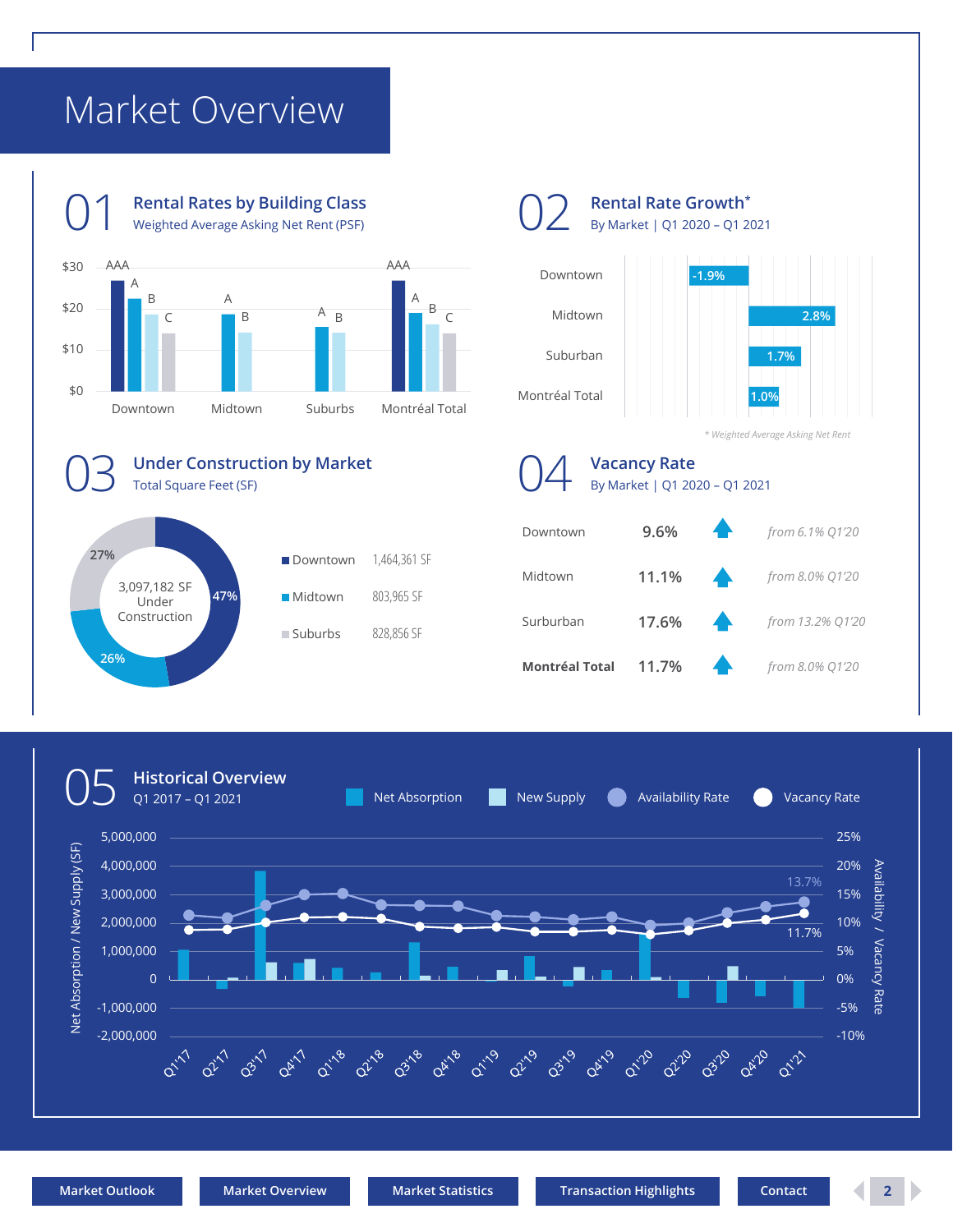# Market Overview

## 01 Rental Rates by Building Class

Weighted Average Asking Net Rent (PSF)

| Market | AAA | A | B | C |
|---|---|---|---|---|
| Downtown | ✓ | ✓ | ✓ | ✓ |
| Midtown | | ✓ | ✓ | |
| Suburbs | | ✓ | ✓ | |
| Montréal Total | ✓ | ✓ | ✓ | ✓ |

## 02 Rental Rate Growth*

By Market | Q1 2020 – Q1 2021

| Market | Growth |
|---|---|
| Downtown | -1.9% |
| Midtown | 2.8% |
| Suburban | 1.7% |
| Montréal Total | 1.0% |

*\* Weighted Average Asking Net Rent*

## 03 Under Construction by Market

Total Square Feet (SF)

3,097,182 SF Under Construction

| Market | SF | Share |
|---|---|---|
| Downtown | 1,464,361 SF | 47% |
| Midtown | 803,965 SF | 26% |
| Suburbs | 828,856 SF | 27% |

## 04 Vacancy Rate

By Market | Q1 2020 – Q1 2021

| Market | Vacancy Rate | Change |
|---|---|---|
| Downtown | 9.6% | *from 6.1% Q1'20* |
| Midtown | 11.1% | *from 8.0% Q1'20* |
| Surburban | 17.6% | *from 13.2% Q1'20* |
| **Montréal Total** | 11.7% | *from 8.0% Q1'20* |

## 05 Historical Overview

Q1 2017 – Q1 2021

Net Absorption | New Supply | Availability Rate | Vacancy Rate

Latest (Q1'21): Availability Rate 13.7%, Vacancy Rate 11.7%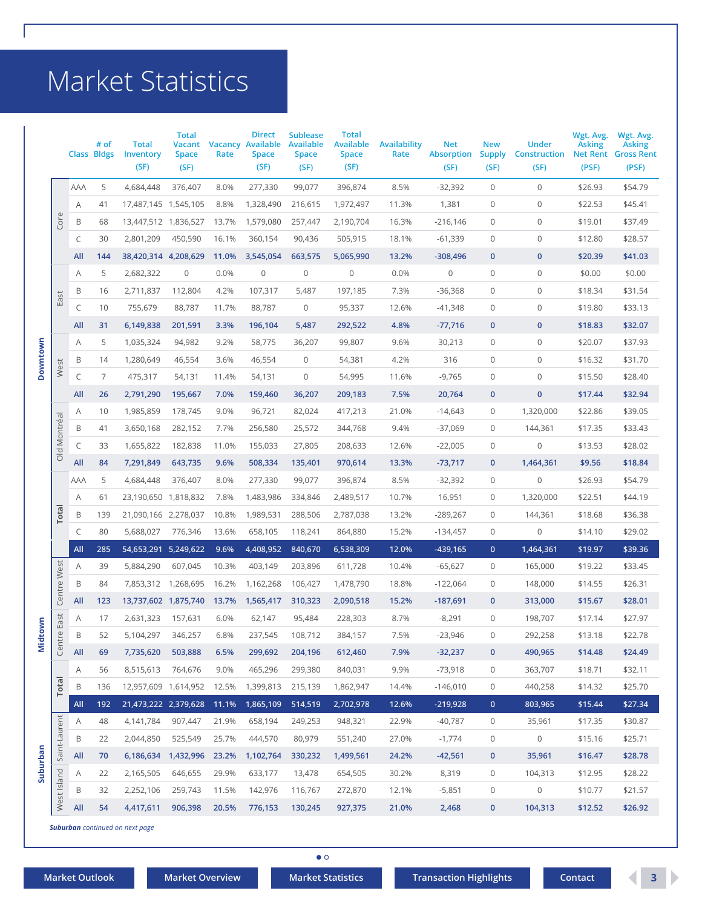# Market Statistics

| | | Class | # of Bldgs | Total Inventory (SF) | Total Vacant Space (SF) | Vacancy Rate | Direct Available Space (SF) | Sublease Available Space (SF) | Total Available Space (SF) | Availability Rate | Net Absorption (SF) | New Supply (SF) | Under Construction (SF) | Wgt. Avg. Asking Net Rent (PSF) | Wgt. Avg. Asking Gross Rent (PSF) |
|---|---|---|---|---|---|---|---|---|---|---|---|---|---|---|---|
| Downtown | Core | AAA | 5 | 4,684,448 | 376,407 | 8.0% | 277,330 | 99,077 | 396,874 | 8.5% | -32,392 | 0 | 0 | $26.93 | $54.79 |
| | | A | 41 | 17,487,145 | 1,545,105 | 8.8% | 1,328,490 | 216,615 | 1,972,497 | 11.3% | 1,381 | 0 | 0 | $22.53 | $45.41 |
| | | B | 68 | 13,447,512 | 1,836,527 | 13.7% | 1,579,080 | 257,447 | 2,190,704 | 16.3% | -216,146 | 0 | 0 | $19.01 | $37.49 |
| | | C | 30 | 2,801,209 | 450,590 | 16.1% | 360,154 | 90,436 | 505,915 | 18.1% | -61,339 | 0 | 0 | $12.80 | $28.57 |
| | | **All** | **144** | **38,420,314** | **4,208,629** | **11.0%** | **3,545,054** | **663,575** | **5,065,990** | **13.2%** | **-308,496** | **0** | **0** | **$20.39** | **$41.03** |
| | East | A | 5 | 2,682,322 | 0 | 0.0% | 0 | 0 | 0 | 0.0% | 0 | 0 | 0 | $0.00 | $0.00 |
| | | B | 16 | 2,711,837 | 112,804 | 4.2% | 107,317 | 5,487 | 197,185 | 7.3% | -36,368 | 0 | 0 | $18.34 | $31.54 |
| | | C | 10 | 755,679 | 88,787 | 11.7% | 88,787 | 0 | 95,337 | 12.6% | -41,348 | 0 | 0 | $19.80 | $33.13 |
| | | **All** | **31** | **6,149,838** | **201,591** | **3.3%** | **196,104** | **5,487** | **292,522** | **4.8%** | **-77,716** | **0** | **0** | **$18.83** | **$32.07** |
| | West | A | 5 | 1,035,324 | 94,982 | 9.2% | 58,775 | 36,207 | 99,807 | 9.6% | 30,213 | 0 | 0 | $20.07 | $37.93 |
| | | B | 14 | 1,280,649 | 46,554 | 3.6% | 46,554 | 0 | 54,381 | 4.2% | 316 | 0 | 0 | $16.32 | $31.70 |
| | | C | 7 | 475,317 | 54,131 | 11.4% | 54,131 | 0 | 54,995 | 11.6% | -9,765 | 0 | 0 | $15.50 | $28.40 |
| | | **All** | **26** | **2,791,290** | **195,667** | **7.0%** | **159,460** | **36,207** | **209,183** | **7.5%** | **20,764** | **0** | **0** | **$17.44** | **$32.94** |
| | Old Montréal | A | 10 | 1,985,859 | 178,745 | 9.0% | 96,721 | 82,024 | 417,213 | 21.0% | -14,643 | 0 | 1,320,000 | $22.86 | $39.05 |
| | | B | 41 | 3,650,168 | 282,152 | 7.7% | 256,580 | 25,572 | 344,768 | 9.4% | -37,069 | 0 | 144,361 | $17.35 | $33.43 |
| | | C | 33 | 1,655,822 | 182,838 | 11.0% | 155,033 | 27,805 | 208,633 | 12.6% | -22,005 | 0 | 0 | $13.53 | $28.02 |
| | | **All** | **84** | **7,291,849** | **643,735** | **9.6%** | **508,334** | **135,401** | **970,614** | **13.3%** | **-73,717** | **0** | **1,464,361** | **$9.56** | **$18.84** |
| | **Total** | AAA | 5 | 4,684,448 | 376,407 | 8.0% | 277,330 | 99,077 | 396,874 | 8.5% | -32,392 | 0 | 0 | $26.93 | $54.79 |
| | | A | 61 | 23,190,650 | 1,818,832 | 7.8% | 1,483,986 | 334,846 | 2,489,517 | 10.7% | 16,951 | 0 | 1,320,000 | $22.51 | $44.19 |
| | | B | 139 | 21,090,166 | 2,278,037 | 10.8% | 1,989,531 | 288,506 | 2,787,038 | 13.2% | -289,267 | 0 | 144,361 | $18.68 | $36.38 |
| | | C | 80 | 5,688,027 | 776,346 | 13.6% | 658,105 | 118,241 | 864,880 | 15.2% | -134,457 | 0 | 0 | $14.10 | $29.02 |
| | | **All** | **285** | **54,653,291** | **5,249,622** | **9.6%** | **4,408,952** | **840,670** | **6,538,309** | **12.0%** | **-439,165** | **0** | **1,464,361** | **$19.97** | **$39.36** |
| Midtown | Centre West | A | 39 | 5,884,290 | 607,045 | 10.3% | 403,149 | 203,896 | 611,728 | 10.4% | -65,627 | 0 | 165,000 | $19.22 | $33.45 |
| | | B | 84 | 7,853,312 | 1,268,695 | 16.2% | 1,162,268 | 106,427 | 1,478,790 | 18.8% | -122,064 | 0 | 148,000 | $14.55 | $26.31 |
| | | **All** | **123** | **13,737,602** | **1,875,740** | **13.7%** | **1,565,417** | **310,323** | **2,090,518** | **15.2%** | **-187,691** | **0** | **313,000** | **$15.67** | **$28.01** |
| | Centre East | A | 17 | 2,631,323 | 157,631 | 6.0% | 62,147 | 95,484 | 228,303 | 8.7% | -8,291 | 0 | 198,707 | $17.14 | $27.97 |
| | | B | 52 | 5,104,297 | 346,257 | 6.8% | 237,545 | 108,712 | 384,157 | 7.5% | -23,946 | 0 | 292,258 | $13.18 | $22.78 |
| | | **All** | **69** | **7,735,620** | **503,888** | **6.5%** | **299,692** | **204,196** | **612,460** | **7.9%** | **-32,237** | **0** | **490,965** | **$14.48** | **$24.49** |
| | **Total** | A | 56 | 8,515,613 | 764,676 | 9.0% | 465,296 | 299,380 | 840,031 | 9.9% | -73,918 | 0 | 363,707 | $18.71 | $32.11 |
| | | B | 136 | 12,957,609 | 1,614,952 | 12.5% | 1,399,813 | 215,139 | 1,862,947 | 14.4% | -146,010 | 0 | 440,258 | $14.32 | $25.70 |
| | | **All** | **192** | **21,473,222** | **2,379,628** | **11.1%** | **1,865,109** | **514,519** | **2,702,978** | **12.6%** | **-219,928** | **0** | **803,965** | **$15.44** | **$27.34** |
| Suburban | Saint-Laurent | A | 48 | 4,141,784 | 907,447 | 21.9% | 658,194 | 249,253 | 948,321 | 22.9% | -40,787 | 0 | 35,961 | $17.35 | $30.87 |
| | | B | 22 | 2,044,850 | 525,549 | 25.7% | 444,570 | 80,979 | 551,240 | 27.0% | -1,774 | 0 | 0 | $15.16 | $25.71 |
| | | **All** | **70** | **6,186,634** | **1,432,996** | **23.2%** | **1,102,764** | **330,232** | **1,499,561** | **24.2%** | **-42,561** | **0** | **35,961** | **$16.47** | **$28.78** |
| | West Island | A | 22 | 2,165,505 | 646,655 | 29.9% | 633,177 | 13,478 | 654,505 | 30.2% | 8,319 | 0 | 104,313 | $12.95 | $28.22 |
| | | B | 32 | 2,252,106 | 259,743 | 11.5% | 142,976 | 116,767 | 272,870 | 12.1% | -5,851 | 0 | 0 | $10.77 | $21.57 |
| | | **All** | **54** | **4,417,611** | **906,398** | **20.5%** | **776,153** | **130,245** | **927,375** | **21.0%** | **2,468** | **0** | **104,313** | **$12.52** | **$26.92** |

***Suburban** continued on next page*

Market Outlook | Market Overview | Market Statistics | Transaction Highlights | Contact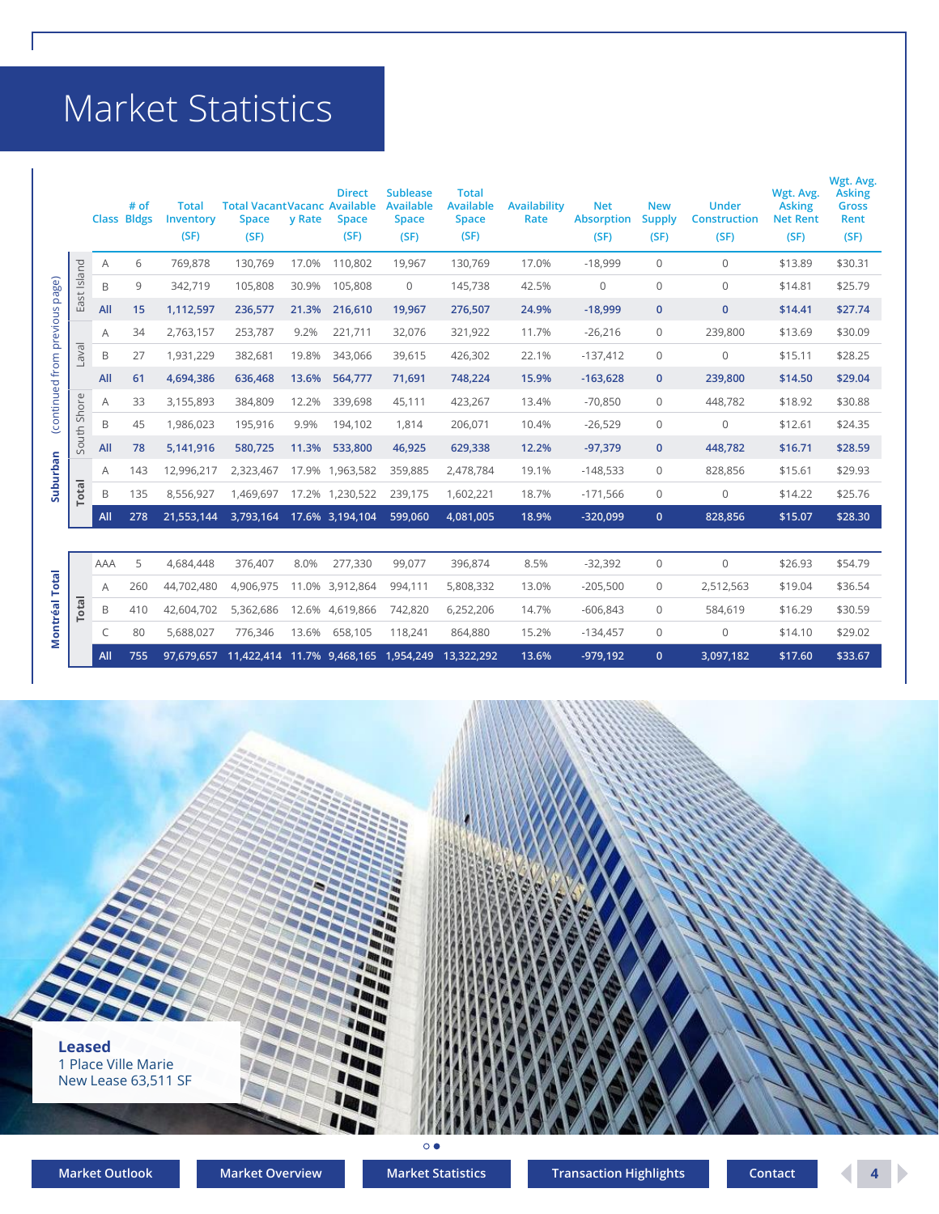# Market Statistics

| | | Class | # of Bldgs | Total Inventory (SF) | Total Vacant Space (SF) | Vacancy Rate | Direct Available Space (SF) | Sublease Available Space (SF) | Total Available Space (SF) | Availability Rate | Net Absorption (SF) | New Supply (SF) | Under Construction (SF) | Wgt. Avg. Asking Net Rent (SF) | Wgt. Avg. Asking Gross Rent (SF) |
|---|---|---|---|---|---|---|---|---|---|---|---|---|---|---|---|
| Suburban (continued from previous page) | East Island | A | 6 | 769,878 | 130,769 | 17.0% | 110,802 | 19,967 | 130,769 | 17.0% | -18,999 | 0 | 0 | $13.89 | $30.31 |
| | | B | 9 | 342,719 | 105,808 | 30.9% | 105,808 | 0 | 145,738 | 42.5% | 0 | 0 | 0 | $14.81 | $25.79 |
| | | **All** | **15** | **1,112,597** | **236,577** | **21.3%** | **216,610** | **19,967** | **276,507** | **24.9%** | **-18,999** | **0** | **0** | **$14.41** | **$27.74** |
| | Laval | A | 34 | 2,763,157 | 253,787 | 9.2% | 221,711 | 32,076 | 321,922 | 11.7% | -26,216 | 0 | 239,800 | $13.69 | $30.09 |
| | | B | 27 | 1,931,229 | 382,681 | 19.8% | 343,066 | 39,615 | 426,302 | 22.1% | -137,412 | 0 | 0 | $15.11 | $28.25 |
| | | **All** | **61** | **4,694,386** | **636,468** | **13.6%** | **564,777** | **71,691** | **748,224** | **15.9%** | **-163,628** | **0** | **239,800** | **$14.50** | **$29.04** |
| | South Shore | A | 33 | 3,155,893 | 384,809 | 12.2% | 339,698 | 45,111 | 423,267 | 13.4% | -70,850 | 0 | 448,782 | $18.92 | $30.88 |
| | | B | 45 | 1,986,023 | 195,916 | 9.9% | 194,102 | 1,814 | 206,071 | 10.4% | -26,529 | 0 | 0 | $12.61 | $24.35 |
| | | **All** | **78** | **5,141,916** | **580,725** | **11.3%** | **533,800** | **46,925** | **629,338** | **12.2%** | **-97,379** | **0** | **448,782** | **$16.71** | **$28.59** |
| | Total | A | 143 | 12,996,217 | 2,323,467 | 17.9% | 1,963,582 | 359,885 | 2,478,784 | 19.1% | -148,533 | 0 | 828,856 | $15.61 | $29.93 |
| | | B | 135 | 8,556,927 | 1,469,697 | 17.2% | 1,230,522 | 239,175 | 1,602,221 | 18.7% | -171,566 | 0 | 0 | $14.22 | $25.76 |
| | | **All** | **278** | **21,553,144** | **3,793,164** | **17.6%** | **3,194,104** | **599,060** | **4,081,005** | **18.9%** | **-320,099** | **0** | **828,856** | **$15.07** | **$28.30** |
| Montréal Total | Total | AAA | 5 | 4,684,448 | 376,407 | 8.0% | 277,330 | 99,077 | 396,874 | 8.5% | -32,392 | 0 | 0 | $26.93 | $54.79 |
| | | A | 260 | 44,702,480 | 4,906,975 | 11.0% | 3,912,864 | 994,111 | 5,808,332 | 13.0% | -205,500 | 0 | 2,512,563 | $19.04 | $36.54 |
| | | B | 410 | 42,604,702 | 5,362,686 | 12.6% | 4,619,866 | 742,820 | 6,252,206 | 14.7% | -606,843 | 0 | 584,619 | $16.29 | $30.59 |
| | | C | 80 | 5,688,027 | 776,346 | 13.6% | 658,105 | 118,241 | 864,880 | 15.2% | -134,457 | 0 | 0 | $14.10 | $29.02 |
| | | **All** | **755** | **97,679,657** | **11,422,414** | **11.7%** | **9,468,165** | **1,954,249** | **13,322,292** | **13.6%** | **-979,192** | **0** | **3,097,182** | **$17.60** | **$33.67** |

**Leased**
1 Place Ville Marie
New Lease 63,511 SF

Market Outlook | Market Overview | Market Statistics | Transaction Highlights | Contact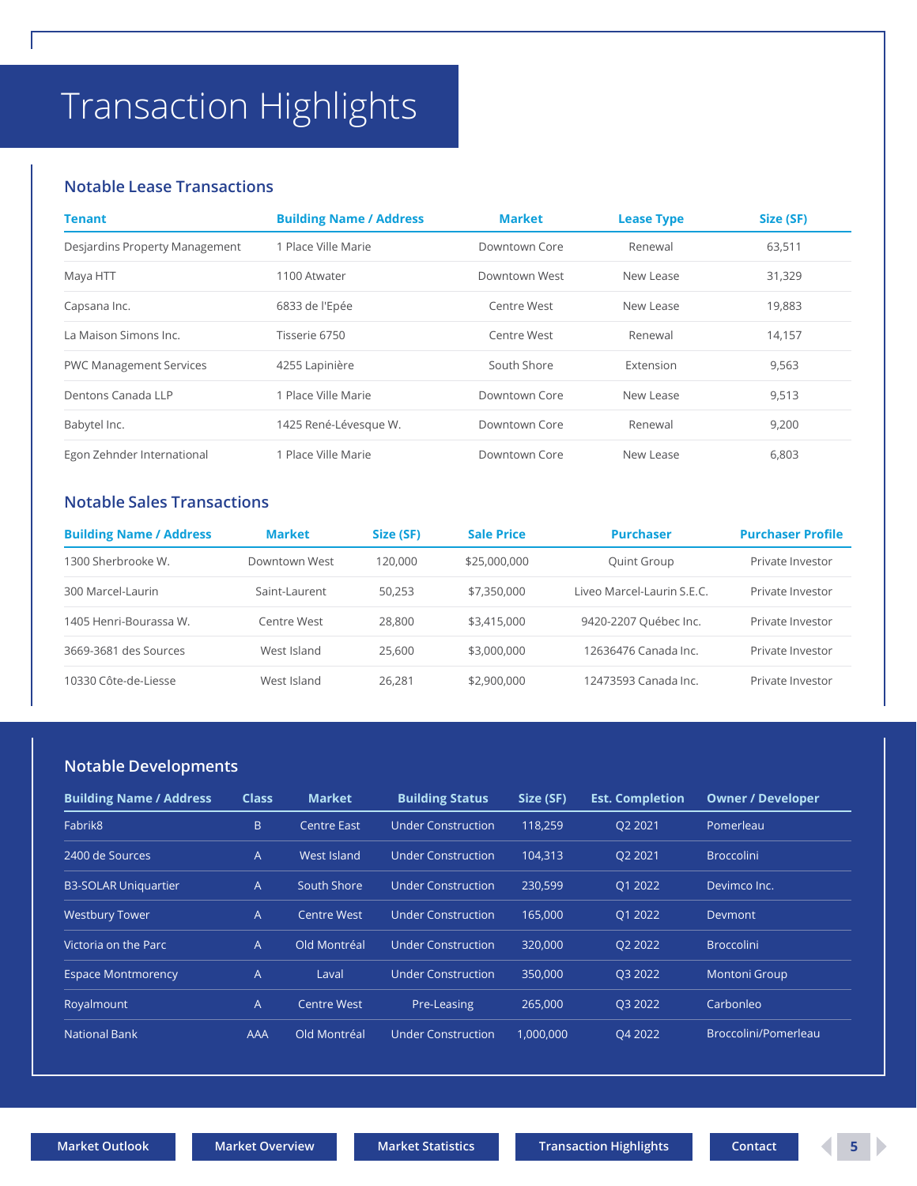# Transaction Highlights

## Notable Lease Transactions

| Tenant | Building Name / Address | Market | Lease Type | Size (SF) |
|---|---|---|---|---|
| Desjardins Property Management | 1 Place Ville Marie | Downtown Core | Renewal | 63,511 |
| Maya HTT | 1100 Atwater | Downtown West | New Lease | 31,329 |
| Capsana Inc. | 6833 de l'Epée | Centre West | New Lease | 19,883 |
| La Maison Simons Inc. | Tisserie 6750 | Centre West | Renewal | 14,157 |
| PWC Management Services | 4255 Lapinière | South Shore | Extension | 9,563 |
| Dentons Canada LLP | 1 Place Ville Marie | Downtown Core | New Lease | 9,513 |
| Babytel Inc. | 1425 René-Lévesque W. | Downtown Core | Renewal | 9,200 |
| Egon Zehnder International | 1 Place Ville Marie | Downtown Core | New Lease | 6,803 |

## Notable Sales Transactions

| Building Name / Address | Market | Size (SF) | Sale Price | Purchaser | Purchaser Profile |
|---|---|---|---|---|---|
| 1300 Sherbrooke W. | Downtown West | 120,000 | $25,000,000 | Quint Group | Private Investor |
| 300 Marcel-Laurin | Saint-Laurent | 50,253 | $7,350,000 | Liveo Marcel-Laurin S.E.C. | Private Investor |
| 1405 Henri-Bourassa W. | Centre West | 28,800 | $3,415,000 | 9420-2207 Québec Inc. | Private Investor |
| 3669-3681 des Sources | West Island | 25,600 | $3,000,000 | 12636476 Canada Inc. | Private Investor |
| 10330 Côte-de-Liesse | West Island | 26,281 | $2,900,000 | 12473593 Canada Inc. | Private Investor |

## Notable Developments

| Building Name / Address | Class | Market | Building Status | Size (SF) | Est. Completion | Owner / Developer |
|---|---|---|---|---|---|---|
| Fabrik8 | B | Centre East | Under Construction | 118,259 | Q2 2021 | Pomerleau |
| 2400 de Sources | A | West Island | Under Construction | 104,313 | Q2 2021 | Broccolini |
| B3-SOLAR Uniquartier | A | South Shore | Under Construction | 230,599 | Q1 2022 | Devimco Inc. |
| Westbury Tower | A | Centre West | Under Construction | 165,000 | Q1 2022 | Devmont |
| Victoria on the Parc | A | Old Montréal | Under Construction | 320,000 | Q2 2022 | Broccolini |
| Espace Montmorency | A | Laval | Under Construction | 350,000 | Q3 2022 | Montoni Group |
| Royalmount | A | Centre West | Pre-Leasing | 265,000 | Q3 2022 | Carbonleo |
| National Bank | AAA | Old Montréal | Under Construction | 1,000,000 | Q4 2022 | Broccolini/Pomerleau |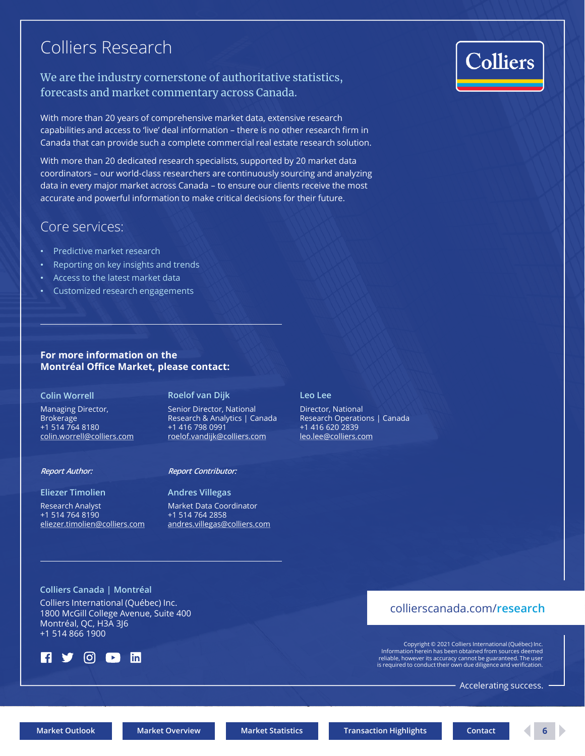# Colliers Research

## We are the industry cornerstone of authoritative statistics, forecasts and market commentary across Canada.

With more than 20 years of comprehensive market data, extensive research capabilities and access to 'live' deal information – there is no other research firm in Canada that can provide such a complete commercial real estate research solution.

With more than 20 dedicated research specialists, supported by 20 market data coordinators – our world-class researchers are continuously sourcing and analyzing data in every major market across Canada – to ensure our clients receive the most accurate and powerful information to make critical decisions for their future.

## Core services:

- Predictive market research
- Reporting on key insights and trends
- Access to the latest market data
- Customized research engagements

**For more information on the Montréal Office Market, please contact:**

**Colin Worrell**
Managing Director, Brokerage
+1 514 764 8180
colin.worrell@colliers.com

**Roelof van Dijk**
Senior Director, National Research & Analytics | Canada
+1 416 798 0991
roelof.vandijk@colliers.com

**Leo Lee**
Director, National Research Operations | Canada
+1 416 620 2839
leo.lee@colliers.com

*Report Author:*

**Eliezer Timolien**
Research Analyst
+1 514 764 8190
eliezer.timolien@colliers.com

*Report Contributor:*

**Andres Villegas**
Market Data Coordinator
+1 514 764 2858
andres.villegas@colliers.com

**Colliers Canada | Montréal**
Colliers International (Québec) Inc.
1800 McGill College Avenue, Suite 400
Montréal, QC, H3A 3J6
+1 514 866 1900

collierscanada.com/research

Copyright © 2021 Colliers International (Québec) Inc. Information herein has been obtained from sources deemed reliable, however its accuracy cannot be guaranteed. The user is required to conduct their own due diligence and verification.

Accelerating success.